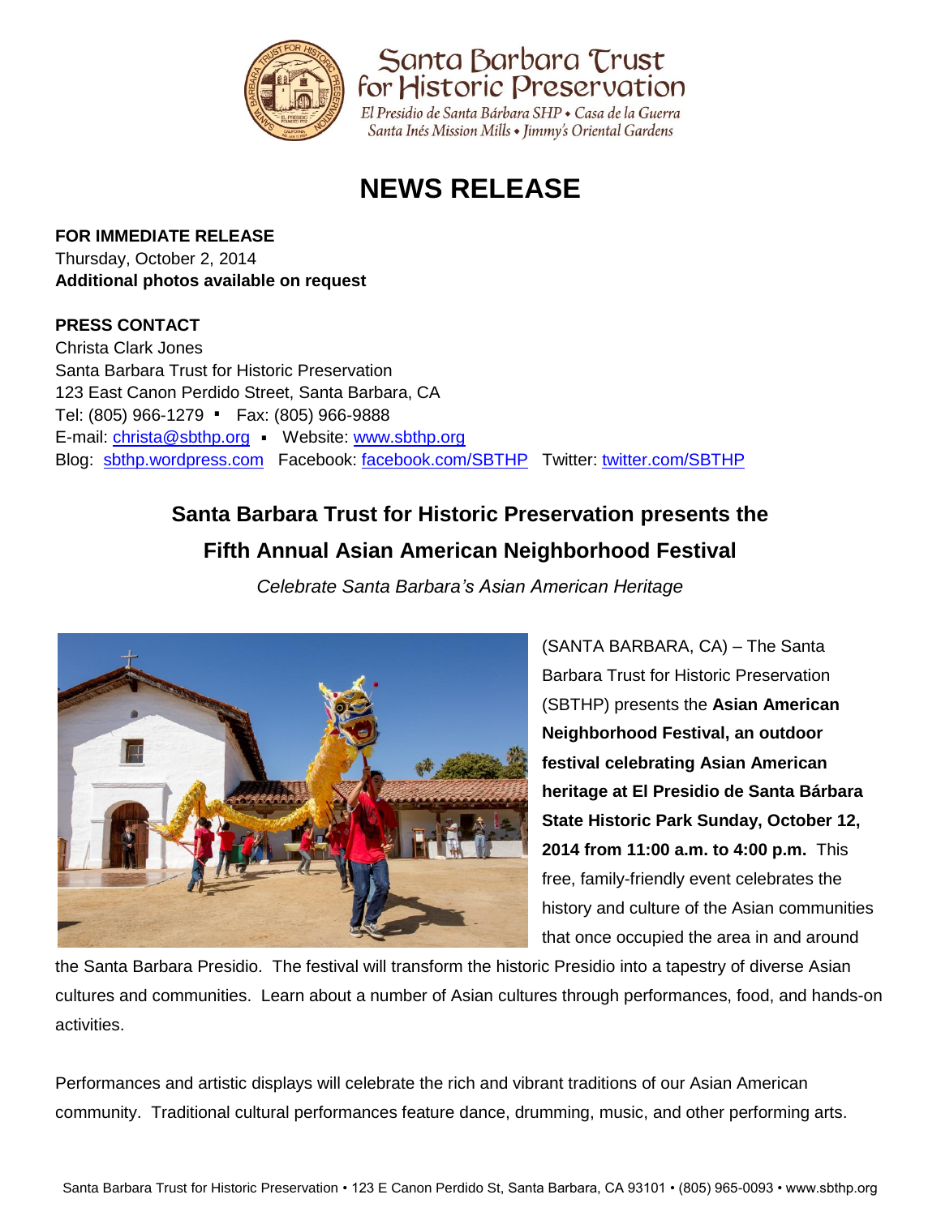Santa Barbara Trust for Historic Preservation

*El Presidio de Santa Bárbara SHP • Casa de la Guerra*
*Santa Inés Mission Mills • Jimmy's Oriental Gardens*

# NEWS RELEASE

**FOR IMMEDIATE RELEASE**
Thursday, October 2, 2014
**Additional photos available on request**

**PRESS CONTACT**
Christa Clark Jones
Santa Barbara Trust for Historic Preservation
123 East Canon Perdido Street, Santa Barbara, CA
Tel: (805) 966-1279 ▪ Fax: (805) 966-9888
E-mail: christa@sbthp.org ▪ Website: www.sbthp.org
Blog: sbthp.wordpress.com Facebook: facebook.com/SBTHP Twitter: twitter.com/SBTHP

## Santa Barbara Trust for Historic Preservation presents the Fifth Annual Asian American Neighborhood Festival

*Celebrate Santa Barbara's Asian American Heritage*

(SANTA BARBARA, CA) – The Santa Barbara Trust for Historic Preservation (SBTHP) presents the **Asian American Neighborhood Festival, an outdoor festival celebrating Asian American heritage at El Presidio de Santa Bárbara State Historic Park Sunday, October 12, 2014 from 11:00 a.m. to 4:00 p.m.** This free, family-friendly event celebrates the history and culture of the Asian communities that once occupied the area in and around the Santa Barbara Presidio. The festival will transform the historic Presidio into a tapestry of diverse Asian cultures and communities. Learn about a number of Asian cultures through performances, food, and hands-on activities.

Performances and artistic displays will celebrate the rich and vibrant traditions of our Asian American community. Traditional cultural performances feature dance, drumming, music, and other performing arts.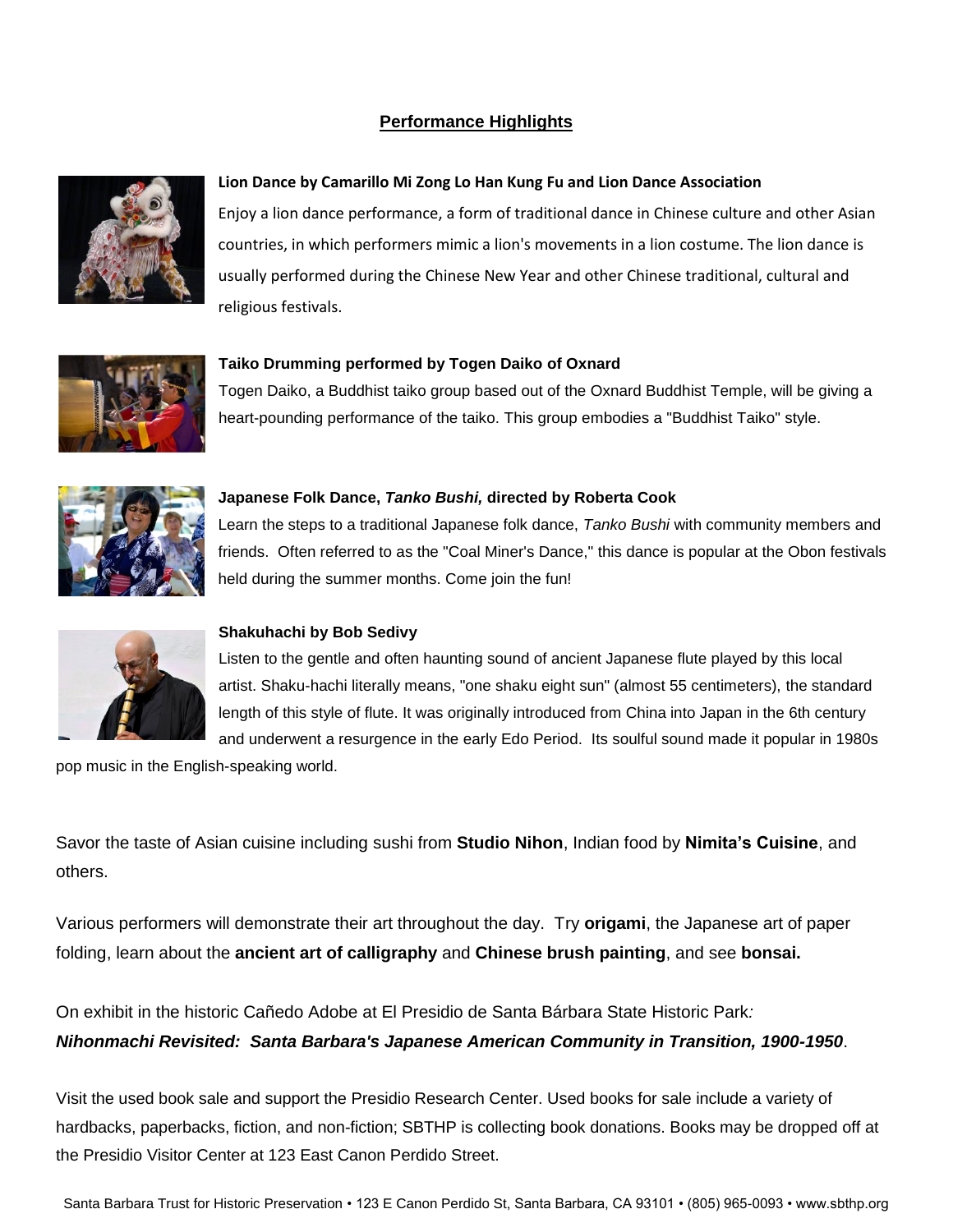## Performance Highlights

**Lion Dance by Camarillo Mi Zong Lo Han Kung Fu and Lion Dance Association**

Enjoy a lion dance performance, a form of traditional dance in Chinese culture and other Asian countries, in which performers mimic a lion's movements in a lion costume. The lion dance is usually performed during the Chinese New Year and other Chinese traditional, cultural and religious festivals.

**Taiko Drumming performed by Togen Daiko of Oxnard**

Togen Daiko, a Buddhist taiko group based out of the Oxnard Buddhist Temple, will be giving a heart-pounding performance of the taiko. This group embodies a "Buddhist Taiko" style.

**Japanese Folk Dance, *Tanko Bushi,* directed by Roberta Cook**

Learn the steps to a traditional Japanese folk dance, *Tanko Bushi* with community members and friends. Often referred to as the "Coal Miner's Dance," this dance is popular at the Obon festivals held during the summer months. Come join the fun!

**Shakuhachi by Bob Sedivy**

Listen to the gentle and often haunting sound of ancient Japanese flute played by this local artist. Shaku-hachi literally means, "one shaku eight sun" (almost 55 centimeters), the standard length of this style of flute. It was originally introduced from China into Japan in the 6th century and underwent a resurgence in the early Edo Period. Its soulful sound made it popular in 1980s pop music in the English-speaking world.

Savor the taste of Asian cuisine including sushi from **Studio Nihon**, Indian food by **Nimita's Cuisine**, and others.

Various performers will demonstrate their art throughout the day. Try **origami**, the Japanese art of paper folding, learn about the **ancient art of calligraphy** and **Chinese brush painting**, and see **bonsai.**

On exhibit in the historic Cañedo Adobe at El Presidio de Santa Bárbara State Historic Park*:*
***Nihonmachi Revisited: Santa Barbara's Japanese American Community in Transition, 1900-1950***.

Visit the used book sale and support the Presidio Research Center. Used books for sale include a variety of hardbacks, paperbacks, fiction, and non-fiction; SBTHP is collecting book donations. Books may be dropped off at the Presidio Visitor Center at 123 East Canon Perdido Street.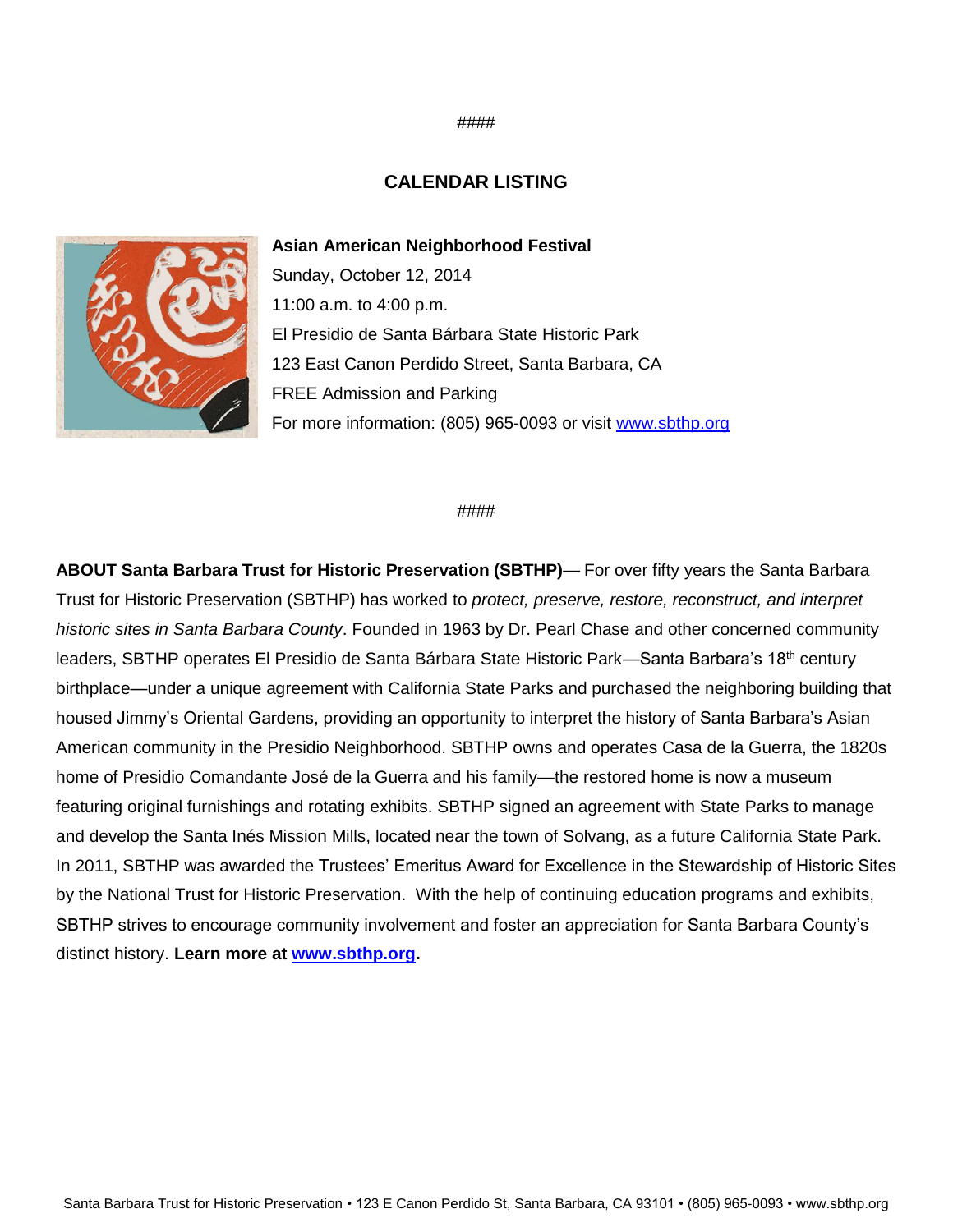####

## CALENDAR LISTING

**Asian American Neighborhood Festival**
Sunday, October 12, 2014
11:00 a.m. to 4:00 p.m.
El Presidio de Santa Bárbara State Historic Park
123 East Canon Perdido Street, Santa Barbara, CA
FREE Admission and Parking
For more information: (805) 965-0093 or visit www.sbthp.org

####

**ABOUT Santa Barbara Trust for Historic Preservation (SBTHP)**— For over fifty years the Santa Barbara Trust for Historic Preservation (SBTHP) has worked to *protect, preserve, restore, reconstruct, and interpret historic sites in Santa Barbara County*. Founded in 1963 by Dr. Pearl Chase and other concerned community leaders, SBTHP operates El Presidio de Santa Bárbara State Historic Park—Santa Barbara's 18th century birthplace—under a unique agreement with California State Parks and purchased the neighboring building that housed Jimmy's Oriental Gardens, providing an opportunity to interpret the history of Santa Barbara's Asian American community in the Presidio Neighborhood. SBTHP owns and operates Casa de la Guerra, the 1820s home of Presidio Comandante José de la Guerra and his family—the restored home is now a museum featuring original furnishings and rotating exhibits. SBTHP signed an agreement with State Parks to manage and develop the Santa Inés Mission Mills, located near the town of Solvang, as a future California State Park. In 2011, SBTHP was awarded the Trustees' Emeritus Award for Excellence in the Stewardship of Historic Sites by the National Trust for Historic Preservation. With the help of continuing education programs and exhibits, SBTHP strives to encourage community involvement and foster an appreciation for Santa Barbara County's distinct history. **Learn more at www.sbthp.org.**

Santa Barbara Trust for Historic Preservation • 123 E Canon Perdido St, Santa Barbara, CA 93101 • (805) 965-0093 • www.sbthp.org